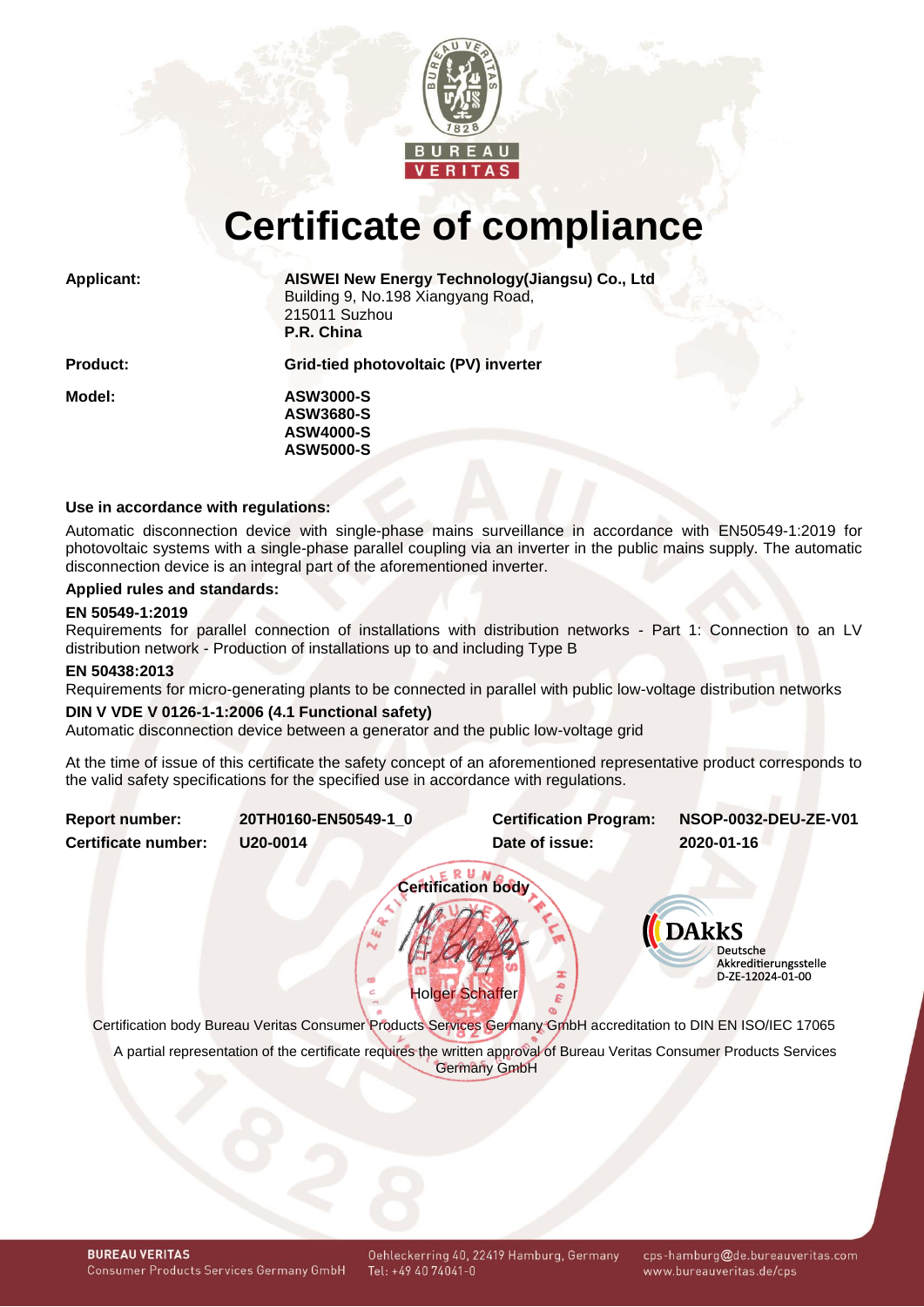# Certificate of compliance

| | |
|---|---|
| **Applicant:** | **AISWEI New Energy Technology(Jiangsu) Co., Ltd**<br>Building 9, No.198 Xiangyang Road,<br>215011 Suzhou<br>**P.R. China** |
| **Product:** | **Grid-tied photovoltaic (PV) inverter** |
| **Model:** | **ASW3000-S**<br>**ASW3680-S**<br>**ASW4000-S**<br>**ASW5000-S** |

**Use in accordance with regulations:**

Automatic disconnection device with single-phase mains surveillance in accordance with EN50549-1:2019 for photovoltaic systems with a single-phase parallel coupling via an inverter in the public mains supply. The automatic disconnection device is an integral part of the aforementioned inverter.

**Applied rules and standards:**

**EN 50549-1:2019**
Requirements for parallel connection of installations with distribution networks - Part 1: Connection to an LV distribution network - Production of installations up to and including Type B

**EN 50438:2013**
Requirements for micro-generating plants to be connected in parallel with public low-voltage distribution networks

**DIN V VDE V 0126-1-1:2006 (4.1 Functional safety)**
Automatic disconnection device between a generator and the public low-voltage grid

At the time of issue of this certificate the safety concept of an aforementioned representative product corresponds to the valid safety specifications for the specified use in accordance with regulations.

| | | | |
|---|---|---|---|
| **Report number:** | **20TH0160-EN50549-1_0** | **Certification Program:** | **NSOP-0032-DEU-ZE-V01** |
| **Certificate number:** | **U20-0014** | **Date of issue:** | **2020-01-16** |

**Certification body**

Holger Schaffer

DAkkS Deutsche Akkreditierungsstelle D-ZE-12024-01-00

Certification body Bureau Veritas Consumer Products Services Germany GmbH accreditation to DIN EN ISO/IEC 17065

A partial representation of the certificate requires the written approval of Bureau Veritas Consumer Products Services Germany GmbH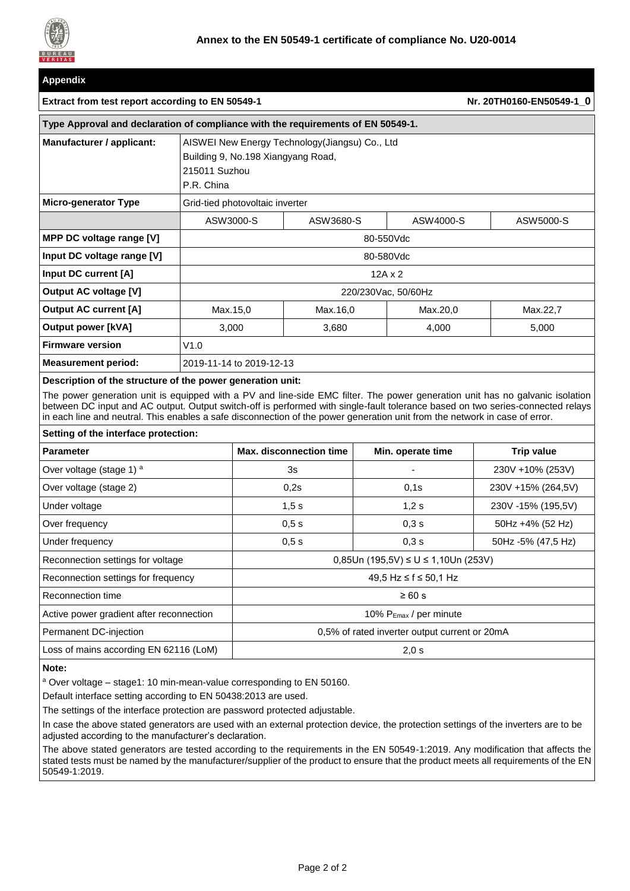**Annex to the EN 50549-1 certificate of compliance No. U20-0014**

## Appendix

**Extract from test report according to EN 50549-1** **Nr. 20TH0160-EN50549-1_0**

**Type Approval and declaration of compliance with the requirements of EN 50549-1.**

| | | | | |
|---|---|---|---|---|
| **Manufacturer / applicant:** | AISWEI New Energy Technology(Jiangsu) Co., Ltd<br>Building 9, No.198 Xiangyang Road,<br>215011 Suzhou<br>P.R. China | | | |
| **Micro-generator Type** | Grid-tied photovoltaic inverter | | | |
| | ASW3000-S | ASW3680-S | ASW4000-S | ASW5000-S |
| **MPP DC voltage range [V]** | 80-550Vdc | | | |
| **Input DC voltage range [V]** | 80-580Vdc | | | |
| **Input DC current [A]** | 12A x 2 | | | |
| **Output AC voltage [V]** | 220/230Vac, 50/60Hz | | | |
| **Output AC current [A]** | Max.15,0 | Max.16,0 | Max.20,0 | Max.22,7 |
| **Output power [kVA]** | 3,000 | 3,680 | 4,000 | 5,000 |
| **Firmware version** | V1.0 | | | |
| **Measurement period:** | 2019-11-14 to 2019-12-13 | | | |

**Description of the structure of the power generation unit:**

The power generation unit is equipped with a PV and line-side EMC filter. The power generation unit has no galvanic isolation between DC input and AC output. Output switch-off is performed with single-fault tolerance based on two series-connected relays in each line and neutral. This enables a safe disconnection of the power generation unit from the network in case of error.

**Setting of the interface protection:**

| **Parameter** | **Max. disconnection time** | **Min. operate time** | **Trip value** |
|---|---|---|---|
| Over voltage (stage 1) [a] | 3s | - | 230V +10% (253V) |
| Over voltage (stage 2) | 0,2s | 0,1s | 230V +15% (264,5V) |
| Under voltage | 1,5 s | 1,2 s | 230V -15% (195,5V) |
| Over frequency | 0,5 s | 0,3 s | 50Hz +4% (52 Hz) |
| Under frequency | 0,5 s | 0,3 s | 50Hz -5% (47,5 Hz) |
| Reconnection settings for voltage | 0,85Un (195,5V) ≤ U ≤ 1,10Un (253V) | | |
| Reconnection settings for frequency | 49,5 Hz ≤ f ≤ 50,1 Hz | | |
| Reconnection time | ≥ 60 s | | |
| Active power gradient after reconnection | 10% $P_{Emax}$ / per minute | | |
| Permanent DC-injection | 0,5% of rated inverter output current or 20mA | | |
| Loss of mains according EN 62116 (LoM) | 2,0 s | | |

**Note:**

[a] Over voltage – stage1: 10 min-mean-value corresponding to EN 50160.

Default interface setting according to EN 50438:2013 are used.

The settings of the interface protection are password protected adjustable.

In case the above stated generators are used with an external protection device, the protection settings of the inverters are to be adjusted according to the manufacturer's declaration.

The above stated generators are tested according to the requirements in the EN 50549-1:2019. Any modification that affects the stated tests must be named by the manufacturer/supplier of the product to ensure that the product meets all requirements of the EN 50549-1:2019.